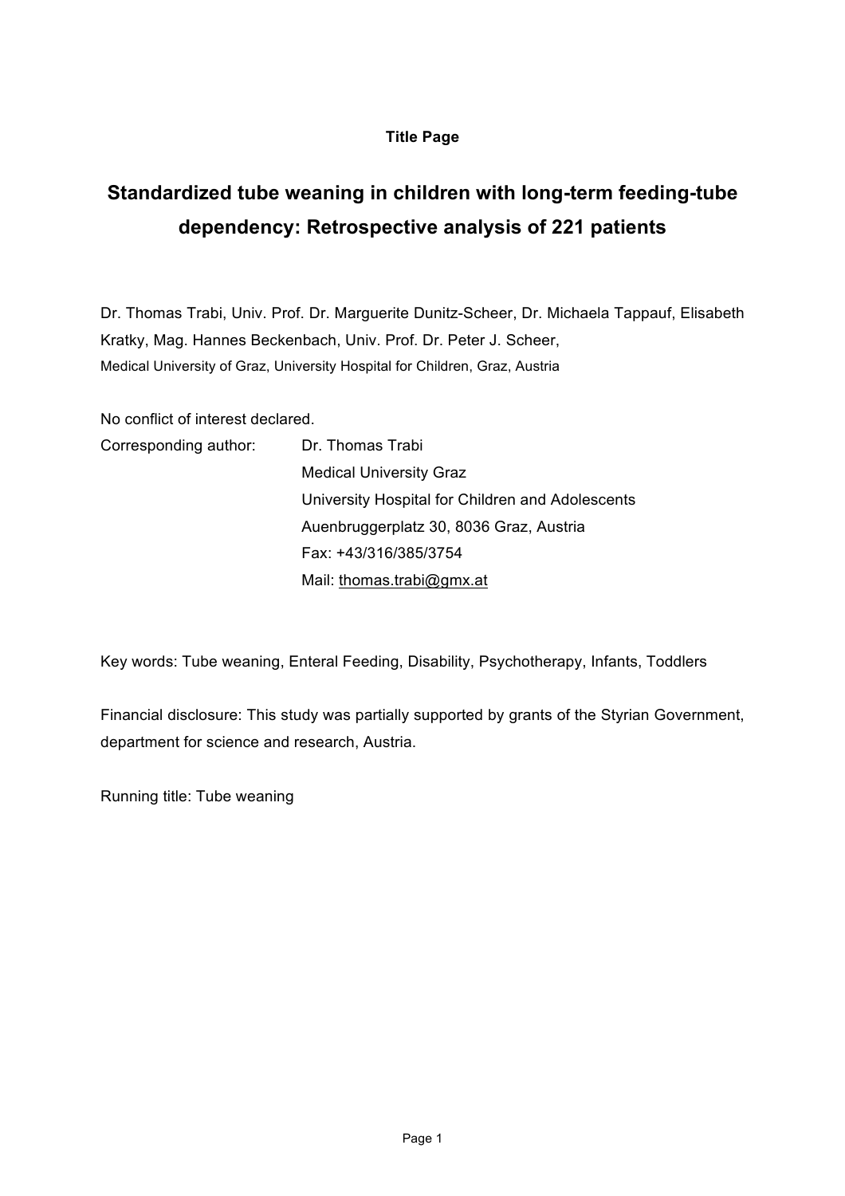**Title Page**

# Standardized tube weaning in children with long-term feeding-tube dependency: Retrospective analysis of 221 patients

Dr. Thomas Trabi, Univ. Prof. Dr. Marguerite Dunitz-Scheer, Dr. Michaela Tappauf, Elisabeth Kratky, Mag. Hannes Beckenbach, Univ. Prof. Dr. Peter J. Scheer,

Medical University of Graz, University Hospital for Children, Graz, Austria

No conflict of interest declared.

Corresponding author: Dr. Thomas Trabi
Medical University Graz
University Hospital for Children and Adolescents
Auenbruggerplatz 30, 8036 Graz, Austria
Fax: +43/316/385/3754
Mail: thomas.trabi@gmx.at

Key words: Tube weaning, Enteral Feeding, Disability, Psychotherapy, Infants, Toddlers

Financial disclosure: This study was partially supported by grants of the Styrian Government, department for science and research, Austria.

Running title: Tube weaning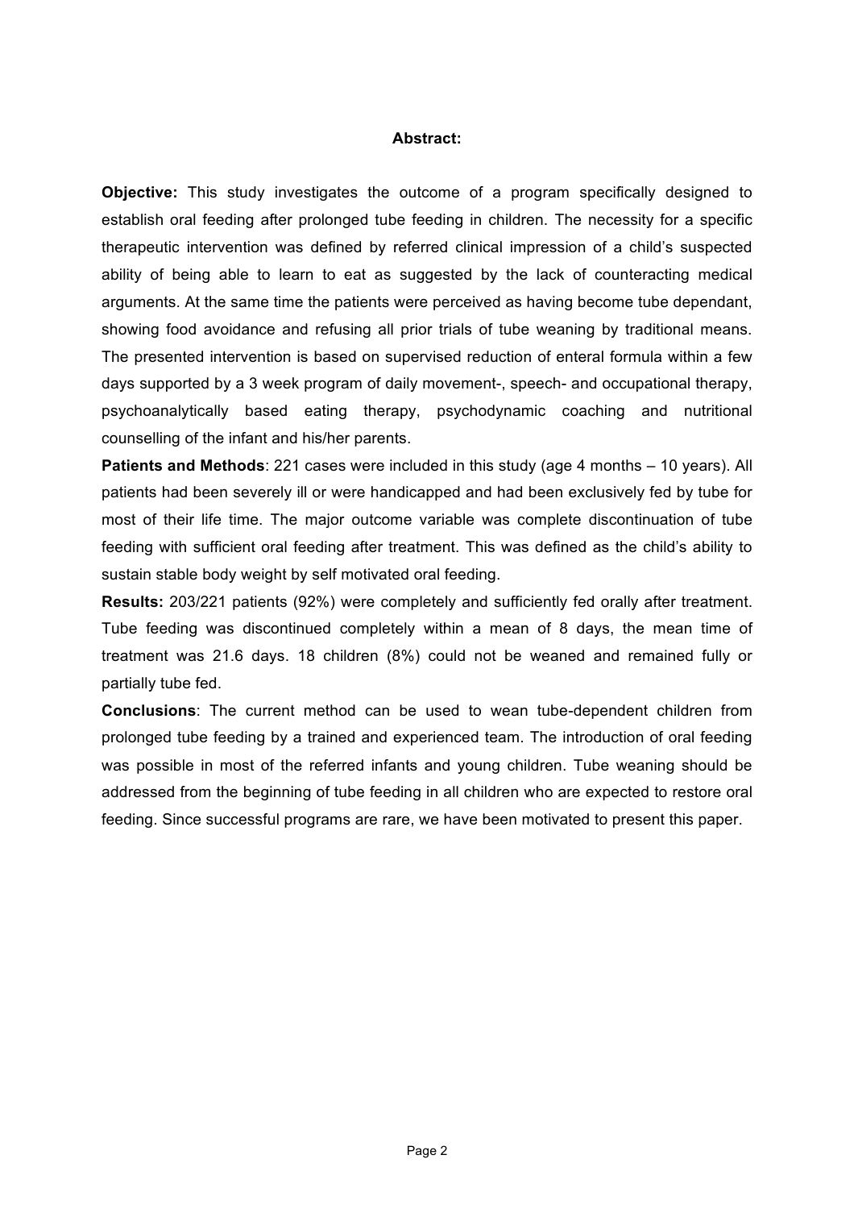## Abstract:

**Objective:** This study investigates the outcome of a program specifically designed to establish oral feeding after prolonged tube feeding in children. The necessity for a specific therapeutic intervention was defined by referred clinical impression of a child's suspected ability of being able to learn to eat as suggested by the lack of counteracting medical arguments. At the same time the patients were perceived as having become tube dependant, showing food avoidance and refusing all prior trials of tube weaning by traditional means. The presented intervention is based on supervised reduction of enteral formula within a few days supported by a 3 week program of daily movement-, speech- and occupational therapy, psychoanalytically based eating therapy, psychodynamic coaching and nutritional counselling of the infant and his/her parents.

**Patients and Methods**: 221 cases were included in this study (age 4 months – 10 years). All patients had been severely ill or were handicapped and had been exclusively fed by tube for most of their life time. The major outcome variable was complete discontinuation of tube feeding with sufficient oral feeding after treatment. This was defined as the child's ability to sustain stable body weight by self motivated oral feeding.

**Results:** 203/221 patients (92%) were completely and sufficiently fed orally after treatment. Tube feeding was discontinued completely within a mean of 8 days, the mean time of treatment was 21.6 days. 18 children (8%) could not be weaned and remained fully or partially tube fed.

**Conclusions**: The current method can be used to wean tube-dependent children from prolonged tube feeding by a trained and experienced team. The introduction of oral feeding was possible in most of the referred infants and young children. Tube weaning should be addressed from the beginning of tube feeding in all children who are expected to restore oral feeding. Since successful programs are rare, we have been motivated to present this paper.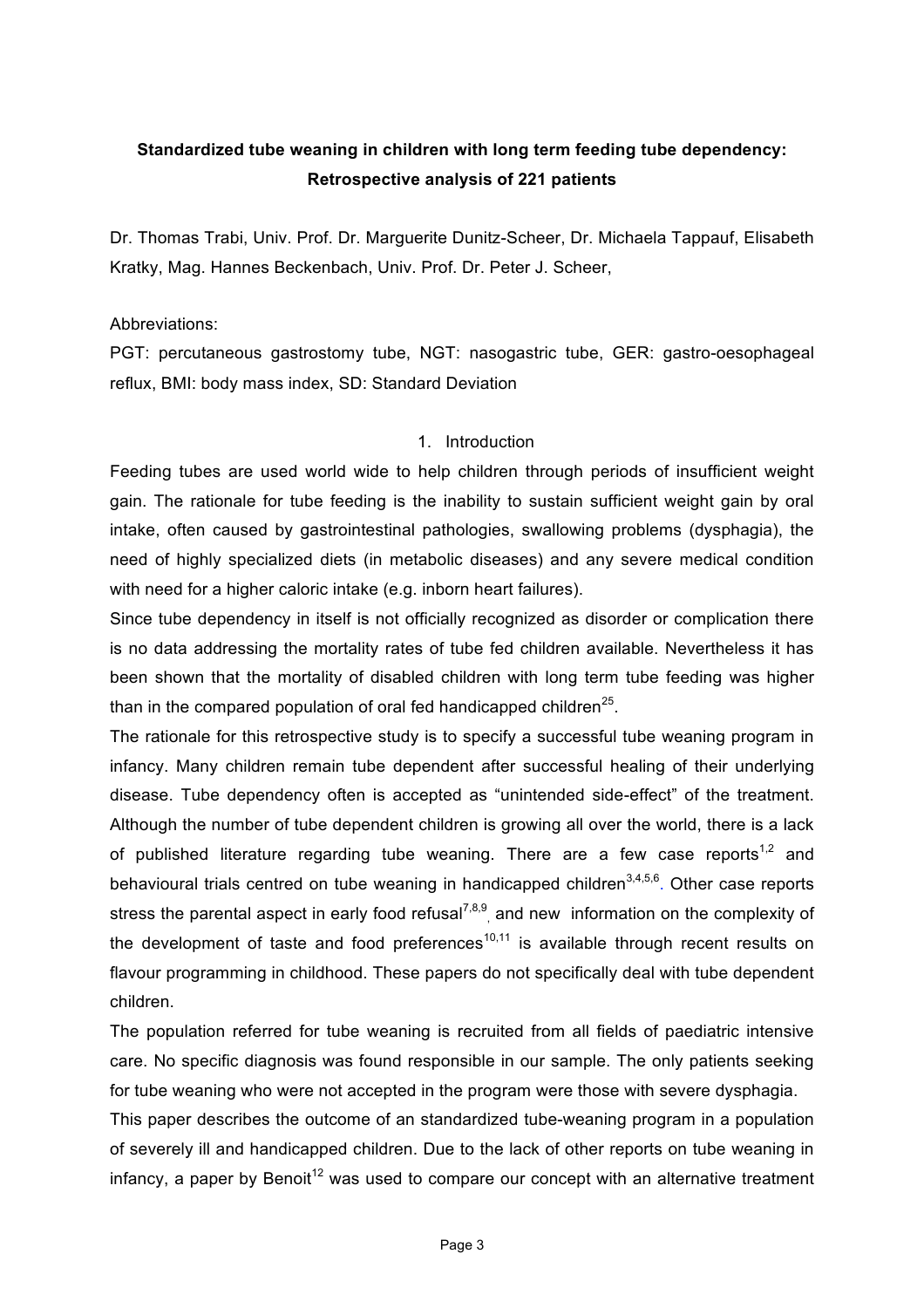**Standardized tube weaning in children with long term feeding tube dependency: Retrospective analysis of 221 patients**

Dr. Thomas Trabi, Univ. Prof. Dr. Marguerite Dunitz-Scheer, Dr. Michaela Tappauf, Elisabeth Kratky, Mag. Hannes Beckenbach, Univ. Prof. Dr. Peter J. Scheer,

Abbreviations:

PGT: percutaneous gastrostomy tube, NGT: nasogastric tube, GER: gastro-oesophageal reflux, BMI: body mass index, SD: Standard Deviation

## 1. Introduction

Feeding tubes are used world wide to help children through periods of insufficient weight gain. The rationale for tube feeding is the inability to sustain sufficient weight gain by oral intake, often caused by gastrointestinal pathologies, swallowing problems (dysphagia), the need of highly specialized diets (in metabolic diseases) and any severe medical condition with need for a higher caloric intake (e.g. inborn heart failures).

Since tube dependency in itself is not officially recognized as disorder or complication there is no data addressing the mortality rates of tube fed children available. Nevertheless it has been shown that the mortality of disabled children with long term tube feeding was higher than in the compared population of oral fed handicapped children[25].

The rationale for this retrospective study is to specify a successful tube weaning program in infancy. Many children remain tube dependent after successful healing of their underlying disease. Tube dependency often is accepted as "unintended side-effect" of the treatment. Although the number of tube dependent children is growing all over the world, there is a lack of published literature regarding tube weaning. There are a few case reports[1,2] and behavioural trials centred on tube weaning in handicapped children[3,4,5,6]. Other case reports stress the parental aspect in early food refusal[7,8,9], and new information on the complexity of the development of taste and food preferences[10,11] is available through recent results on flavour programming in childhood. These papers do not specifically deal with tube dependent children.

The population referred for tube weaning is recruited from all fields of paediatric intensive care. No specific diagnosis was found responsible in our sample. The only patients seeking for tube weaning who were not accepted in the program were those with severe dysphagia.

This paper describes the outcome of an standardized tube-weaning program in a population of severely ill and handicapped children. Due to the lack of other reports on tube weaning in infancy, a paper by Benoit[12] was used to compare our concept with an alternative treatment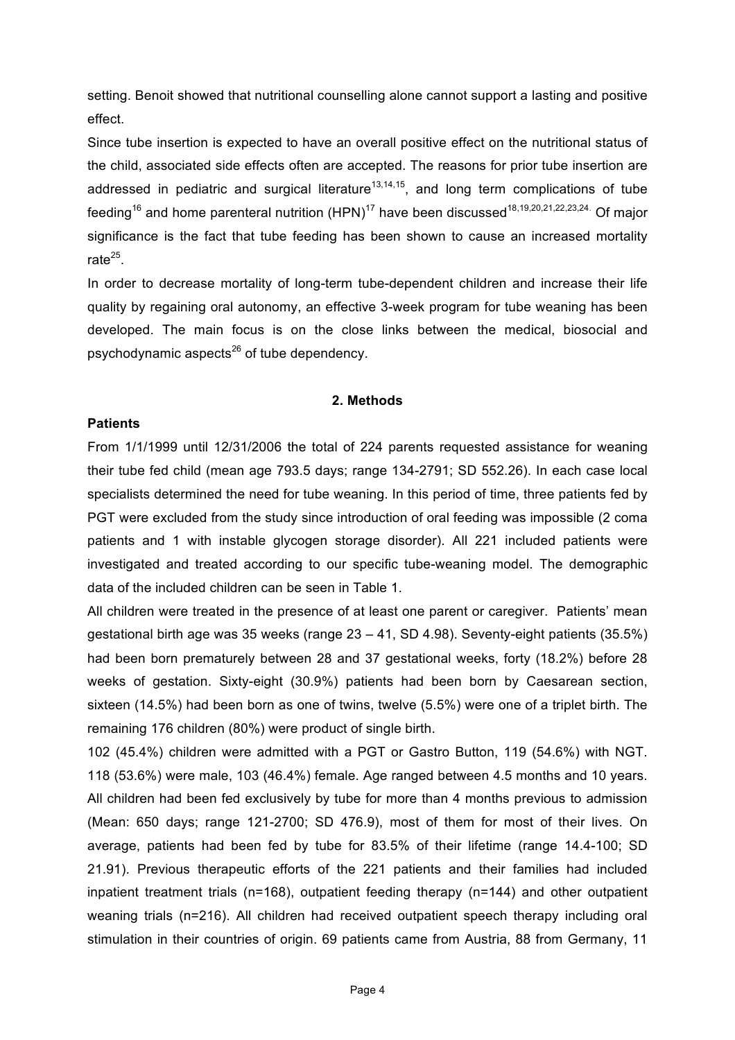setting. Benoit showed that nutritional counselling alone cannot support a lasting and positive effect.

Since tube insertion is expected to have an overall positive effect on the nutritional status of the child, associated side effects often are accepted. The reasons for prior tube insertion are addressed in pediatric and surgical literature[13,14,15], and long term complications of tube feeding[16] and home parenteral nutrition (HPN)[17] have been discussed[18,19,20,21,22,23,24.] Of major significance is the fact that tube feeding has been shown to cause an increased mortality rate[25].

In order to decrease mortality of long-term tube-dependent children and increase their life quality by regaining oral autonomy, an effective 3-week program for tube weaning has been developed. The main focus is on the close links between the medical, biosocial and psychodynamic aspects[26] of tube dependency.

## 2. Methods

**Patients**

From 1/1/1999 until 12/31/2006 the total of 224 parents requested assistance for weaning their tube fed child (mean age 793.5 days; range 134-2791; SD 552.26). In each case local specialists determined the need for tube weaning. In this period of time, three patients fed by PGT were excluded from the study since introduction of oral feeding was impossible (2 coma patients and 1 with instable glycogen storage disorder). All 221 included patients were investigated and treated according to our specific tube-weaning model. The demographic data of the included children can be seen in Table 1.

All children were treated in the presence of at least one parent or caregiver. Patients' mean gestational birth age was 35 weeks (range 23 – 41, SD 4.98). Seventy-eight patients (35.5%) had been born prematurely between 28 and 37 gestational weeks, forty (18.2%) before 28 weeks of gestation. Sixty-eight (30.9%) patients had been born by Caesarean section, sixteen (14.5%) had been born as one of twins, twelve (5.5%) were one of a triplet birth. The remaining 176 children (80%) were product of single birth.

102 (45.4%) children were admitted with a PGT or Gastro Button, 119 (54.6%) with NGT. 118 (53.6%) were male, 103 (46.4%) female. Age ranged between 4.5 months and 10 years. All children had been fed exclusively by tube for more than 4 months previous to admission (Mean: 650 days; range 121-2700; SD 476.9), most of them for most of their lives. On average, patients had been fed by tube for 83.5% of their lifetime (range 14.4-100; SD 21.91). Previous therapeutic efforts of the 221 patients and their families had included inpatient treatment trials (n=168), outpatient feeding therapy (n=144) and other outpatient weaning trials (n=216). All children had received outpatient speech therapy including oral stimulation in their countries of origin. 69 patients came from Austria, 88 from Germany, 11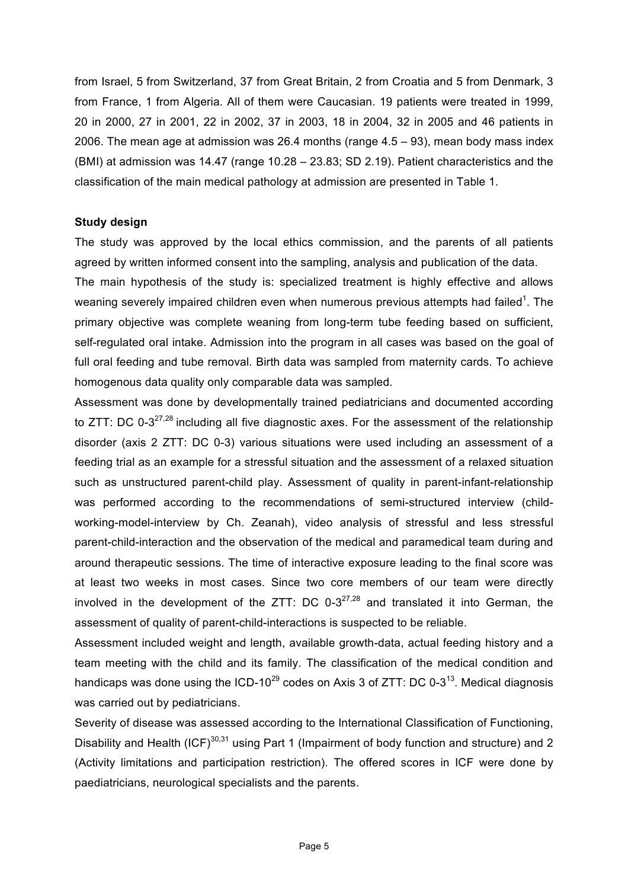from Israel, 5 from Switzerland, 37 from Great Britain, 2 from Croatia and 5 from Denmark, 3 from France, 1 from Algeria. All of them were Caucasian. 19 patients were treated in 1999, 20 in 2000, 27 in 2001, 22 in 2002, 37 in 2003, 18 in 2004, 32 in 2005 and 46 patients in 2006. The mean age at admission was 26.4 months (range 4.5 – 93), mean body mass index (BMI) at admission was 14.47 (range 10.28 – 23.83; SD 2.19). Patient characteristics and the classification of the main medical pathology at admission are presented in Table 1.

**Study design**

The study was approved by the local ethics commission, and the parents of all patients agreed by written informed consent into the sampling, analysis and publication of the data.

The main hypothesis of the study is: specialized treatment is highly effective and allows weaning severely impaired children even when numerous previous attempts had failed[1]. The primary objective was complete weaning from long-term tube feeding based on sufficient, self-regulated oral intake. Admission into the program in all cases was based on the goal of full oral feeding and tube removal. Birth data was sampled from maternity cards. To achieve homogenous data quality only comparable data was sampled.

Assessment was done by developmentally trained pediatricians and documented according to ZTT: DC 0-3[27,28] including all five diagnostic axes. For the assessment of the relationship disorder (axis 2 ZTT: DC 0-3) various situations were used including an assessment of a feeding trial as an example for a stressful situation and the assessment of a relaxed situation such as unstructured parent-child play. Assessment of quality in parent-infant-relationship was performed according to the recommendations of semi-structured interview (child-working-model-interview by Ch. Zeanah), video analysis of stressful and less stressful parent-child-interaction and the observation of the medical and paramedical team during and around therapeutic sessions. The time of interactive exposure leading to the final score was at least two weeks in most cases. Since two core members of our team were directly involved in the development of the ZTT: DC 0-3[27,28] and translated it into German, the assessment of quality of parent-child-interactions is suspected to be reliable.

Assessment included weight and length, available growth-data, actual feeding history and a team meeting with the child and its family. The classification of the medical condition and handicaps was done using the ICD-10[29] codes on Axis 3 of ZTT: DC 0-3[13]. Medical diagnosis was carried out by pediatricians.

Severity of disease was assessed according to the International Classification of Functioning, Disability and Health (ICF)[30,31] using Part 1 (Impairment of body function and structure) and 2 (Activity limitations and participation restriction). The offered scores in ICF were done by paediatricians, neurological specialists and the parents.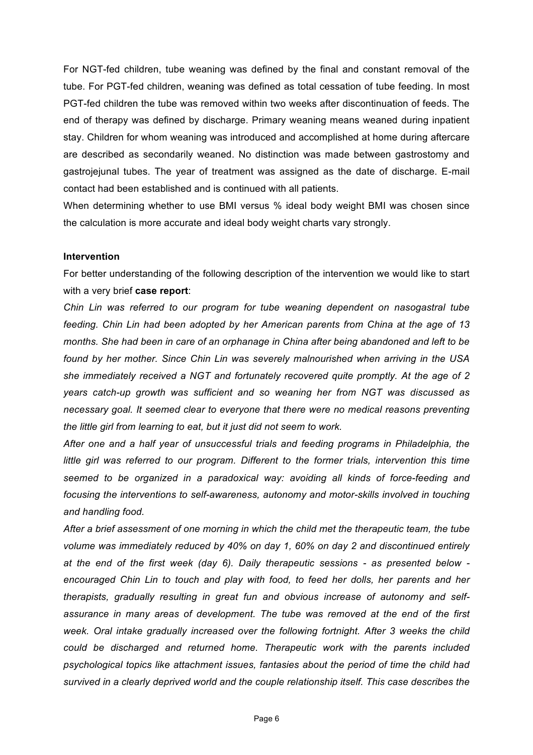For NGT-fed children, tube weaning was defined by the final and constant removal of the tube. For PGT-fed children, weaning was defined as total cessation of tube feeding. In most PGT-fed children the tube was removed within two weeks after discontinuation of feeds. The end of therapy was defined by discharge. Primary weaning means weaned during inpatient stay. Children for whom weaning was introduced and accomplished at home during aftercare are described as secondarily weaned. No distinction was made between gastrostomy and gastrojejunal tubes. The year of treatment was assigned as the date of discharge. E-mail contact had been established and is continued with all patients.

When determining whether to use BMI versus % ideal body weight BMI was chosen since the calculation is more accurate and ideal body weight charts vary strongly.

**Intervention**

For better understanding of the following description of the intervention we would like to start with a very brief **case report**:

*Chin Lin was referred to our program for tube weaning dependent on nasogastral tube feeding. Chin Lin had been adopted by her American parents from China at the age of 13 months. She had been in care of an orphanage in China after being abandoned and left to be found by her mother. Since Chin Lin was severely malnourished when arriving in the USA she immediately received a NGT and fortunately recovered quite promptly. At the age of 2 years catch-up growth was sufficient and so weaning her from NGT was discussed as necessary goal. It seemed clear to everyone that there were no medical reasons preventing the little girl from learning to eat, but it just did not seem to work.*

*After one and a half year of unsuccessful trials and feeding programs in Philadelphia, the little girl was referred to our program. Different to the former trials, intervention this time seemed to be organized in a paradoxical way: avoiding all kinds of force-feeding and focusing the interventions to self-awareness, autonomy and motor-skills involved in touching and handling food.*

*After a brief assessment of one morning in which the child met the therapeutic team, the tube volume was immediately reduced by 40% on day 1, 60% on day 2 and discontinued entirely at the end of the first week (day 6). Daily therapeutic sessions - as presented below - encouraged Chin Lin to touch and play with food, to feed her dolls, her parents and her therapists, gradually resulting in great fun and obvious increase of autonomy and self-assurance in many areas of development. The tube was removed at the end of the first week. Oral intake gradually increased over the following fortnight. After 3 weeks the child could be discharged and returned home. Therapeutic work with the parents included psychological topics like attachment issues, fantasies about the period of time the child had survived in a clearly deprived world and the couple relationship itself. This case describes the*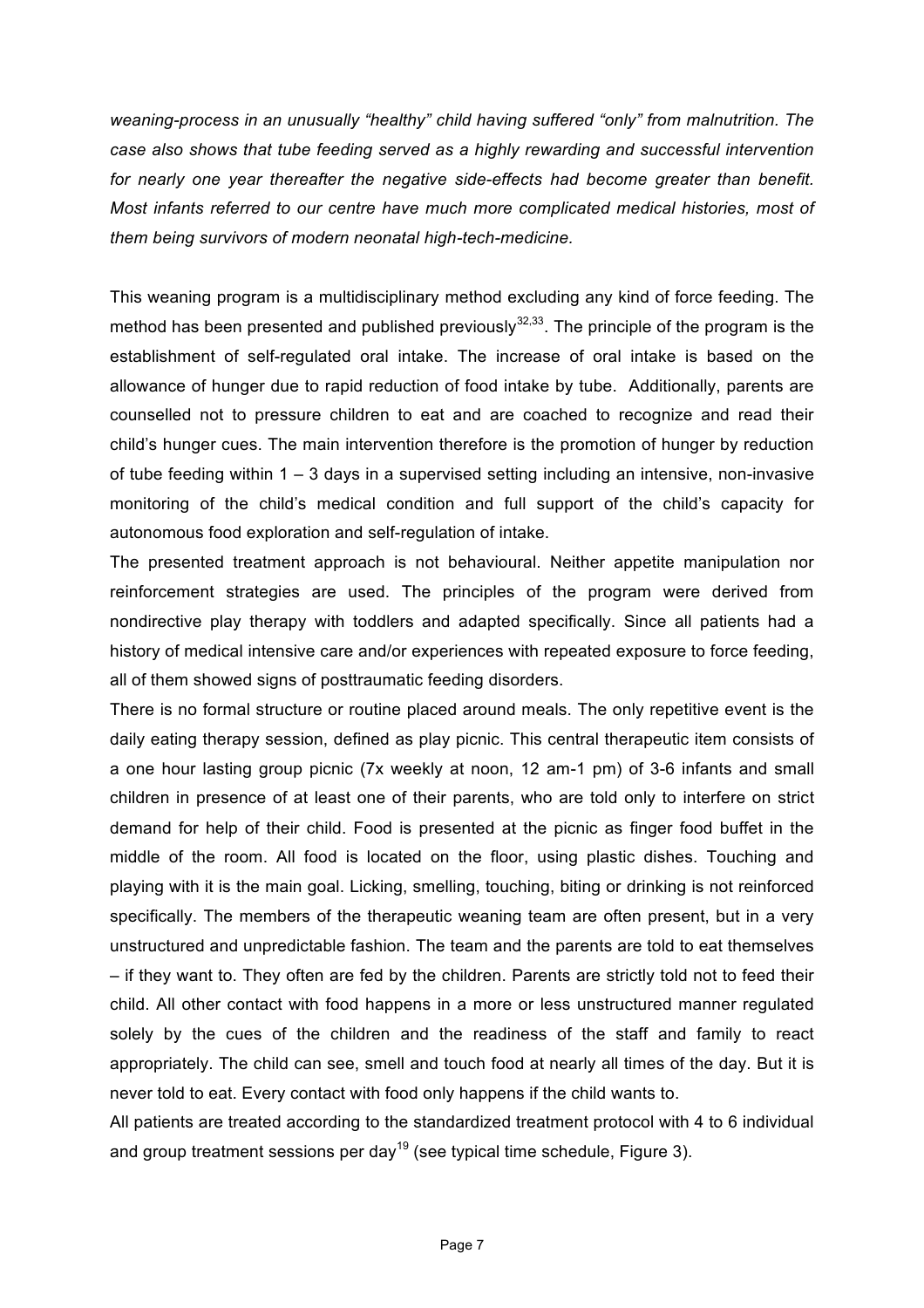*weaning-process in an unusually "healthy" child having suffered "only" from malnutrition. The case also shows that tube feeding served as a highly rewarding and successful intervention for nearly one year thereafter the negative side-effects had become greater than benefit. Most infants referred to our centre have much more complicated medical histories, most of them being survivors of modern neonatal high-tech-medicine.*

This weaning program is a multidisciplinary method excluding any kind of force feeding. The method has been presented and published previously[32,33]. The principle of the program is the establishment of self-regulated oral intake. The increase of oral intake is based on the allowance of hunger due to rapid reduction of food intake by tube. Additionally, parents are counselled not to pressure children to eat and are coached to recognize and read their child's hunger cues. The main intervention therefore is the promotion of hunger by reduction of tube feeding within 1 – 3 days in a supervised setting including an intensive, non-invasive monitoring of the child's medical condition and full support of the child's capacity for autonomous food exploration and self-regulation of intake.

The presented treatment approach is not behavioural. Neither appetite manipulation nor reinforcement strategies are used. The principles of the program were derived from nondirective play therapy with toddlers and adapted specifically. Since all patients had a history of medical intensive care and/or experiences with repeated exposure to force feeding, all of them showed signs of posttraumatic feeding disorders.

There is no formal structure or routine placed around meals. The only repetitive event is the daily eating therapy session, defined as play picnic. This central therapeutic item consists of a one hour lasting group picnic (7x weekly at noon, 12 am-1 pm) of 3-6 infants and small children in presence of at least one of their parents, who are told only to interfere on strict demand for help of their child. Food is presented at the picnic as finger food buffet in the middle of the room. All food is located on the floor, using plastic dishes. Touching and playing with it is the main goal. Licking, smelling, touching, biting or drinking is not reinforced specifically. The members of the therapeutic weaning team are often present, but in a very unstructured and unpredictable fashion. The team and the parents are told to eat themselves – if they want to. They often are fed by the children. Parents are strictly told not to feed their child. All other contact with food happens in a more or less unstructured manner regulated solely by the cues of the children and the readiness of the staff and family to react appropriately. The child can see, smell and touch food at nearly all times of the day. But it is never told to eat. Every contact with food only happens if the child wants to.

All patients are treated according to the standardized treatment protocol with 4 to 6 individual and group treatment sessions per day[19] (see typical time schedule, Figure 3).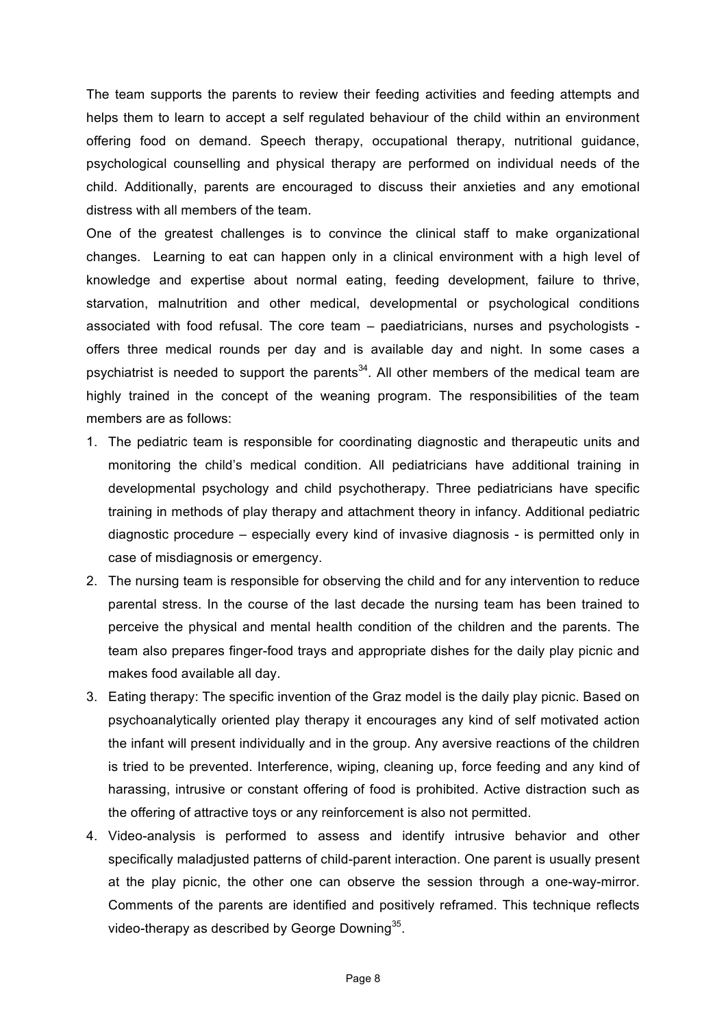The team supports the parents to review their feeding activities and feeding attempts and helps them to learn to accept a self regulated behaviour of the child within an environment offering food on demand. Speech therapy, occupational therapy, nutritional guidance, psychological counselling and physical therapy are performed on individual needs of the child. Additionally, parents are encouraged to discuss their anxieties and any emotional distress with all members of the team.

One of the greatest challenges is to convince the clinical staff to make organizational changes. Learning to eat can happen only in a clinical environment with a high level of knowledge and expertise about normal eating, feeding development, failure to thrive, starvation, malnutrition and other medical, developmental or psychological conditions associated with food refusal. The core team – paediatricians, nurses and psychologists - offers three medical rounds per day and is available day and night. In some cases a psychiatrist is needed to support the parents[34]. All other members of the medical team are highly trained in the concept of the weaning program. The responsibilities of the team members are as follows:

1. The pediatric team is responsible for coordinating diagnostic and therapeutic units and monitoring the child's medical condition. All pediatricians have additional training in developmental psychology and child psychotherapy. Three pediatricians have specific training in methods of play therapy and attachment theory in infancy. Additional pediatric diagnostic procedure – especially every kind of invasive diagnosis - is permitted only in case of misdiagnosis or emergency.
2. The nursing team is responsible for observing the child and for any intervention to reduce parental stress. In the course of the last decade the nursing team has been trained to perceive the physical and mental health condition of the children and the parents. The team also prepares finger-food trays and appropriate dishes for the daily play picnic and makes food available all day.
3. Eating therapy: The specific invention of the Graz model is the daily play picnic. Based on psychoanalytically oriented play therapy it encourages any kind of self motivated action the infant will present individually and in the group. Any aversive reactions of the children is tried to be prevented. Interference, wiping, cleaning up, force feeding and any kind of harassing, intrusive or constant offering of food is prohibited. Active distraction such as the offering of attractive toys or any reinforcement is also not permitted.
4. Video-analysis is performed to assess and identify intrusive behavior and other specifically maladjusted patterns of child-parent interaction. One parent is usually present at the play picnic, the other one can observe the session through a one-way-mirror. Comments of the parents are identified and positively reframed. This technique reflects video-therapy as described by George Downing[35].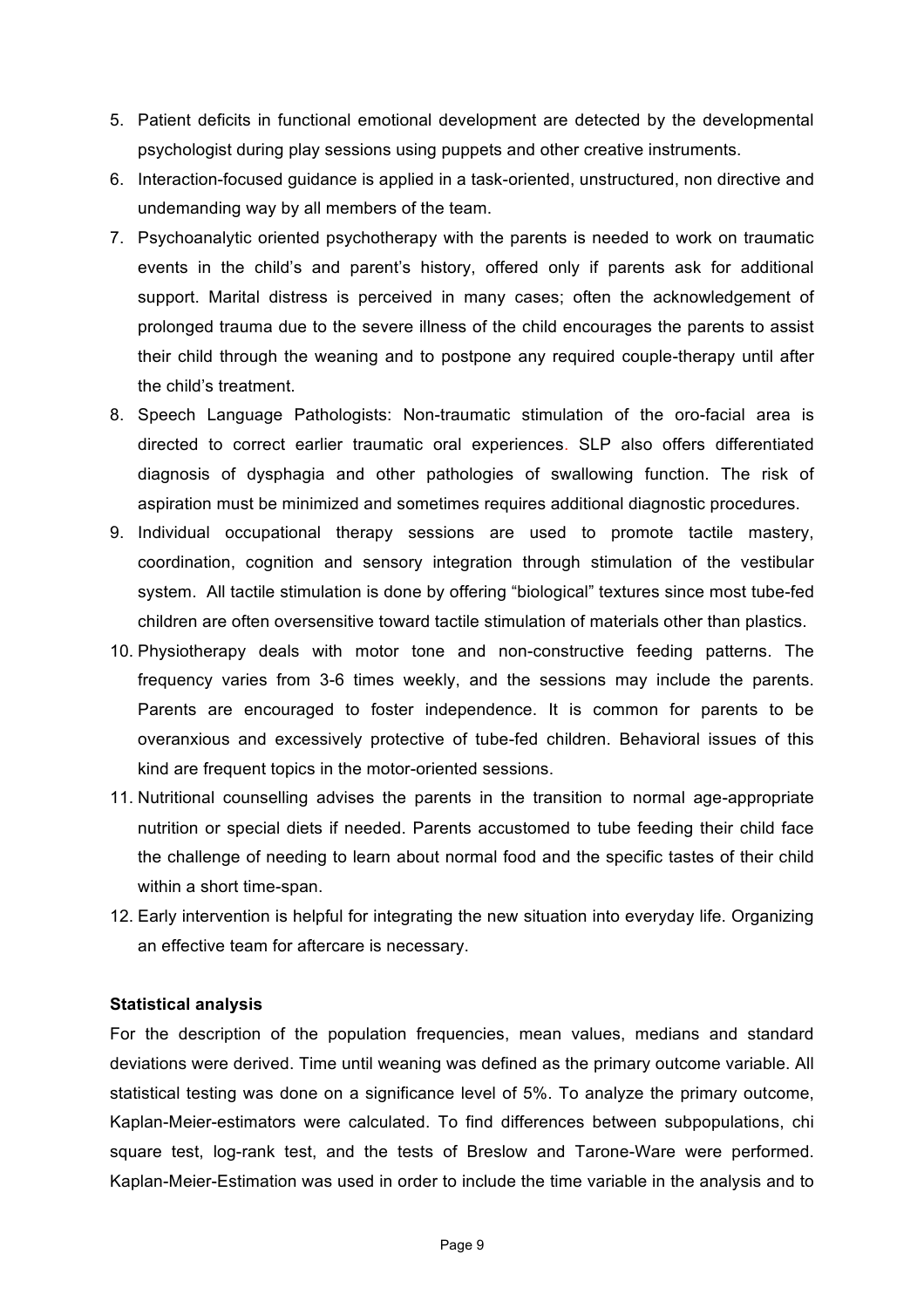5. Patient deficits in functional emotional development are detected by the developmental psychologist during play sessions using puppets and other creative instruments.
6. Interaction-focused guidance is applied in a task-oriented, unstructured, non directive and undemanding way by all members of the team.
7. Psychoanalytic oriented psychotherapy with the parents is needed to work on traumatic events in the child's and parent's history, offered only if parents ask for additional support. Marital distress is perceived in many cases; often the acknowledgement of prolonged trauma due to the severe illness of the child encourages the parents to assist their child through the weaning and to postpone any required couple-therapy until after the child's treatment.
8. Speech Language Pathologists: Non-traumatic stimulation of the oro-facial area is directed to correct earlier traumatic oral experiences. SLP also offers differentiated diagnosis of dysphagia and other pathologies of swallowing function. The risk of aspiration must be minimized and sometimes requires additional diagnostic procedures.
9. Individual occupational therapy sessions are used to promote tactile mastery, coordination, cognition and sensory integration through stimulation of the vestibular system. All tactile stimulation is done by offering "biological" textures since most tube-fed children are often oversensitive toward tactile stimulation of materials other than plastics.
10. Physiotherapy deals with motor tone and non-constructive feeding patterns. The frequency varies from 3-6 times weekly, and the sessions may include the parents. Parents are encouraged to foster independence. It is common for parents to be overanxious and excessively protective of tube-fed children. Behavioral issues of this kind are frequent topics in the motor-oriented sessions.
11. Nutritional counselling advises the parents in the transition to normal age-appropriate nutrition or special diets if needed. Parents accustomed to tube feeding their child face the challenge of needing to learn about normal food and the specific tastes of their child within a short time-span.
12. Early intervention is helpful for integrating the new situation into everyday life. Organizing an effective team for aftercare is necessary.

**Statistical analysis**

For the description of the population frequencies, mean values, medians and standard deviations were derived. Time until weaning was defined as the primary outcome variable. All statistical testing was done on a significance level of 5%. To analyze the primary outcome, Kaplan-Meier-estimators were calculated. To find differences between subpopulations, chi square test, log-rank test, and the tests of Breslow and Tarone-Ware were performed. Kaplan-Meier-Estimation was used in order to include the time variable in the analysis and to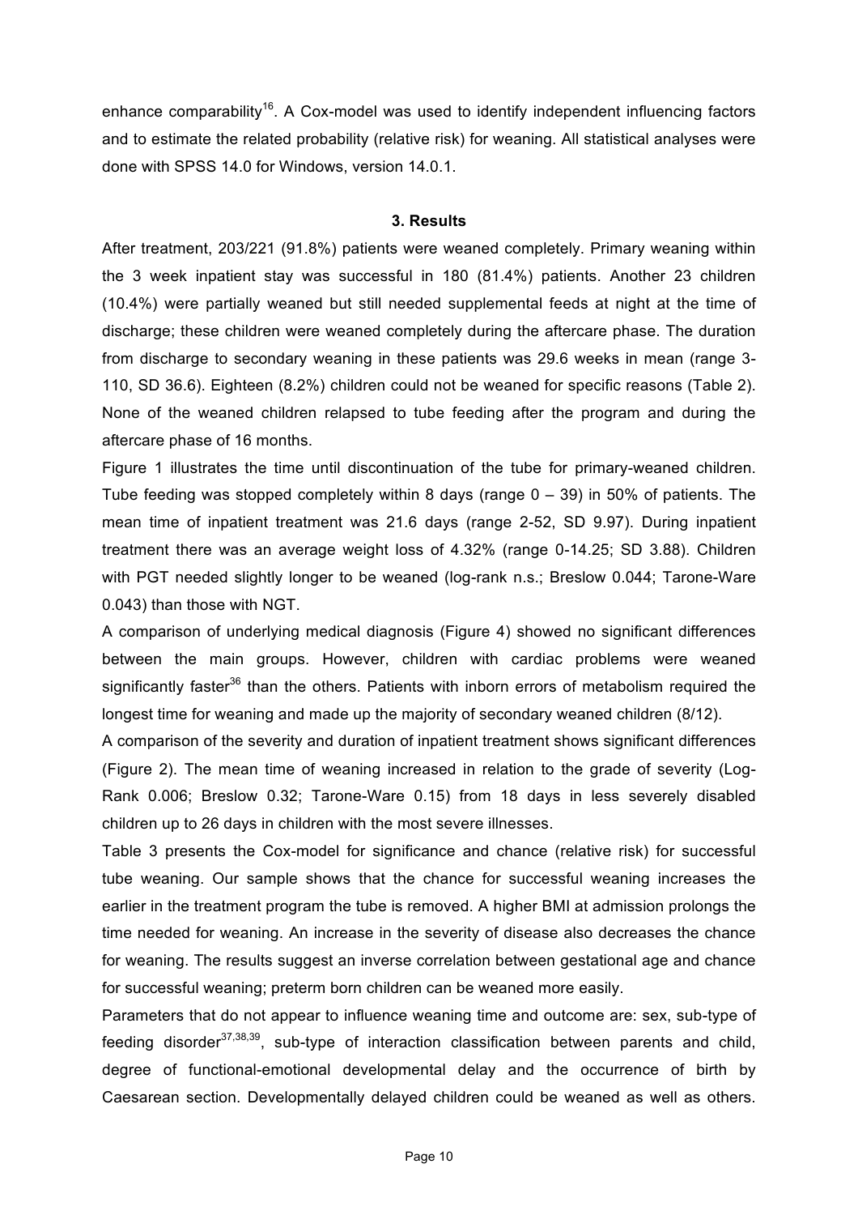enhance comparability[16]. A Cox-model was used to identify independent influencing factors and to estimate the related probability (relative risk) for weaning. All statistical analyses were done with SPSS 14.0 for Windows, version 14.0.1.

## 3. Results

After treatment, 203/221 (91.8%) patients were weaned completely. Primary weaning within the 3 week inpatient stay was successful in 180 (81.4%) patients. Another 23 children (10.4%) were partially weaned but still needed supplemental feeds at night at the time of discharge; these children were weaned completely during the aftercare phase. The duration from discharge to secondary weaning in these patients was 29.6 weeks in mean (range 3-110, SD 36.6). Eighteen (8.2%) children could not be weaned for specific reasons (Table 2). None of the weaned children relapsed to tube feeding after the program and during the aftercare phase of 16 months.

Figure 1 illustrates the time until discontinuation of the tube for primary-weaned children. Tube feeding was stopped completely within 8 days (range 0 – 39) in 50% of patients. The mean time of inpatient treatment was 21.6 days (range 2-52, SD 9.97). During inpatient treatment there was an average weight loss of 4.32% (range 0-14.25; SD 3.88). Children with PGT needed slightly longer to be weaned (log-rank n.s.; Breslow 0.044; Tarone-Ware 0.043) than those with NGT.

A comparison of underlying medical diagnosis (Figure 4) showed no significant differences between the main groups. However, children with cardiac problems were weaned significantly faster[36] than the others. Patients with inborn errors of metabolism required the longest time for weaning and made up the majority of secondary weaned children (8/12).

A comparison of the severity and duration of inpatient treatment shows significant differences (Figure 2). The mean time of weaning increased in relation to the grade of severity (Log-Rank 0.006; Breslow 0.32; Tarone-Ware 0.15) from 18 days in less severely disabled children up to 26 days in children with the most severe illnesses.

Table 3 presents the Cox-model for significance and chance (relative risk) for successful tube weaning. Our sample shows that the chance for successful weaning increases the earlier in the treatment program the tube is removed. A higher BMI at admission prolongs the time needed for weaning. An increase in the severity of disease also decreases the chance for weaning. The results suggest an inverse correlation between gestational age and chance for successful weaning; preterm born children can be weaned more easily.

Parameters that do not appear to influence weaning time and outcome are: sex, sub-type of feeding disorder[37,38,39], sub-type of interaction classification between parents and child, degree of functional-emotional developmental delay and the occurrence of birth by Caesarean section. Developmentally delayed children could be weaned as well as others.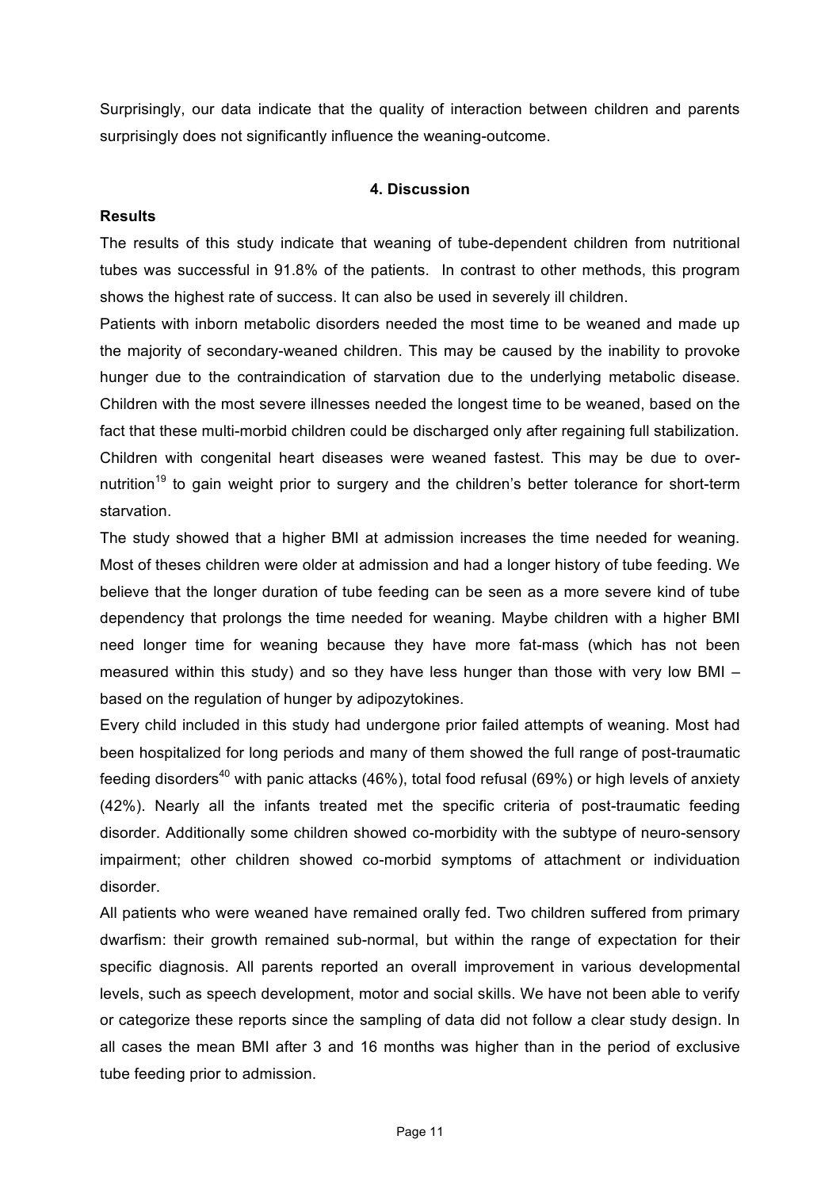Surprisingly, our data indicate that the quality of interaction between children and parents surprisingly does not significantly influence the weaning-outcome.

## 4. Discussion

**Results**

The results of this study indicate that weaning of tube-dependent children from nutritional tubes was successful in 91.8% of the patients. In contrast to other methods, this program shows the highest rate of success. It can also be used in severely ill children.

Patients with inborn metabolic disorders needed the most time to be weaned and made up the majority of secondary-weaned children. This may be caused by the inability to provoke hunger due to the contraindication of starvation due to the underlying metabolic disease. Children with the most severe illnesses needed the longest time to be weaned, based on the fact that these multi-morbid children could be discharged only after regaining full stabilization. Children with congenital heart diseases were weaned fastest. This may be due to over-nutrition[19] to gain weight prior to surgery and the children's better tolerance for short-term starvation.

The study showed that a higher BMI at admission increases the time needed for weaning. Most of theses children were older at admission and had a longer history of tube feeding. We believe that the longer duration of tube feeding can be seen as a more severe kind of tube dependency that prolongs the time needed for weaning. Maybe children with a higher BMI need longer time for weaning because they have more fat-mass (which has not been measured within this study) and so they have less hunger than those with very low BMI – based on the regulation of hunger by adipozytokines.

Every child included in this study had undergone prior failed attempts of weaning. Most had been hospitalized for long periods and many of them showed the full range of post-traumatic feeding disorders[40] with panic attacks (46%), total food refusal (69%) or high levels of anxiety (42%). Nearly all the infants treated met the specific criteria of post-traumatic feeding disorder. Additionally some children showed co-morbidity with the subtype of neuro-sensory impairment; other children showed co-morbid symptoms of attachment or individuation disorder.

All patients who were weaned have remained orally fed. Two children suffered from primary dwarfism: their growth remained sub-normal, but within the range of expectation for their specific diagnosis. All parents reported an overall improvement in various developmental levels, such as speech development, motor and social skills. We have not been able to verify or categorize these reports since the sampling of data did not follow a clear study design. In all cases the mean BMI after 3 and 16 months was higher than in the period of exclusive tube feeding prior to admission.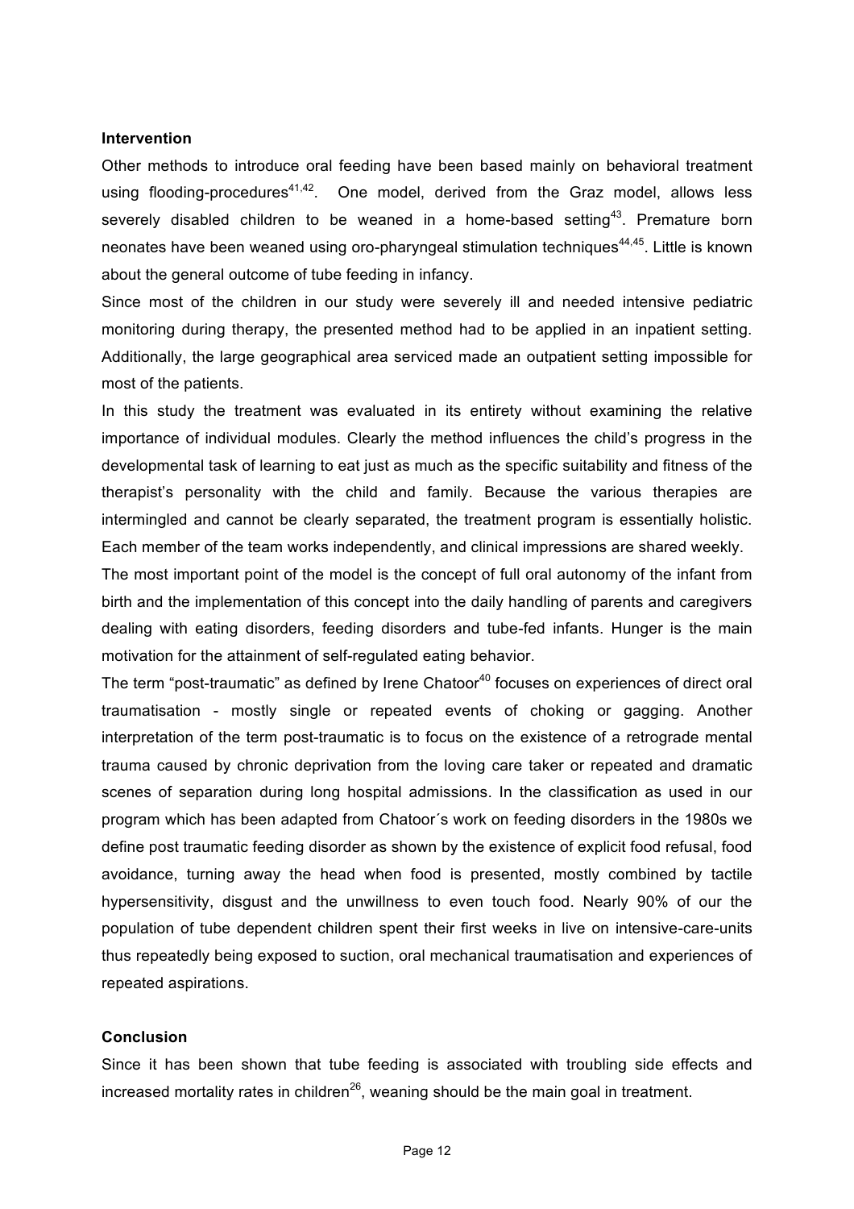**Intervention**

Other methods to introduce oral feeding have been based mainly on behavioral treatment using flooding-procedures[41,42]. One model, derived from the Graz model, allows less severely disabled children to be weaned in a home-based setting[43]. Premature born neonates have been weaned using oro-pharyngeal stimulation techniques[44,45]. Little is known about the general outcome of tube feeding in infancy.

Since most of the children in our study were severely ill and needed intensive pediatric monitoring during therapy, the presented method had to be applied in an inpatient setting. Additionally, the large geographical area serviced made an outpatient setting impossible for most of the patients.

In this study the treatment was evaluated in its entirety without examining the relative importance of individual modules. Clearly the method influences the child's progress in the developmental task of learning to eat just as much as the specific suitability and fitness of the therapist's personality with the child and family. Because the various therapies are intermingled and cannot be clearly separated, the treatment program is essentially holistic. Each member of the team works independently, and clinical impressions are shared weekly.

The most important point of the model is the concept of full oral autonomy of the infant from birth and the implementation of this concept into the daily handling of parents and caregivers dealing with eating disorders, feeding disorders and tube-fed infants. Hunger is the main motivation for the attainment of self-regulated eating behavior.

The term "post-traumatic" as defined by Irene Chatoor[40] focuses on experiences of direct oral traumatisation - mostly single or repeated events of choking or gagging. Another interpretation of the term post-traumatic is to focus on the existence of a retrograde mental trauma caused by chronic deprivation from the loving care taker or repeated and dramatic scenes of separation during long hospital admissions. In the classification as used in our program which has been adapted from Chatoor´s work on feeding disorders in the 1980s we define post traumatic feeding disorder as shown by the existence of explicit food refusal, food avoidance, turning away the head when food is presented, mostly combined by tactile hypersensitivity, disgust and the unwillness to even touch food. Nearly 90% of our the population of tube dependent children spent their first weeks in live on intensive-care-units thus repeatedly being exposed to suction, oral mechanical traumatisation and experiences of repeated aspirations.

**Conclusion**

Since it has been shown that tube feeding is associated with troubling side effects and increased mortality rates in children[26], weaning should be the main goal in treatment.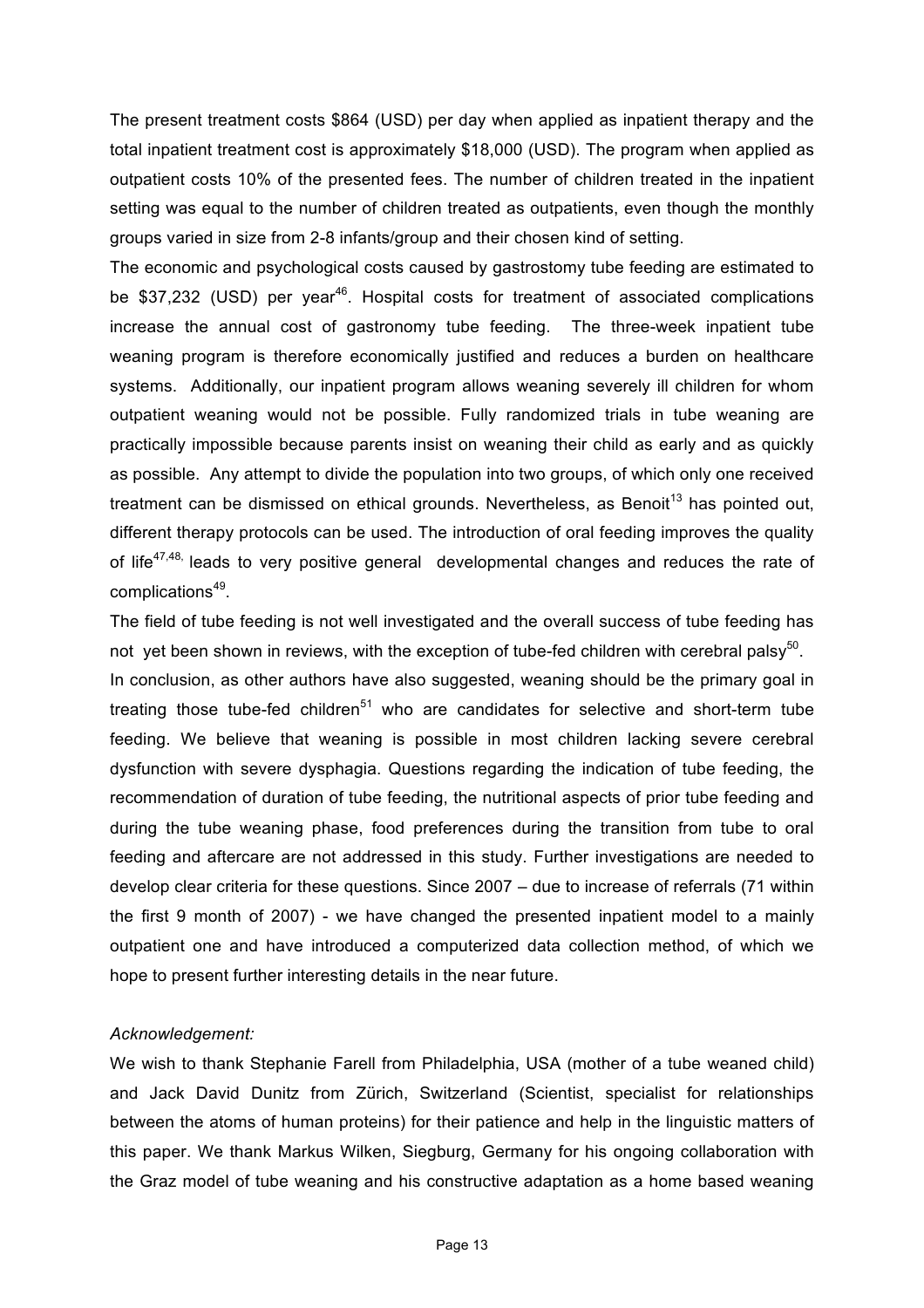The present treatment costs $864 (USD) per day when applied as inpatient therapy and the total inpatient treatment cost is approximately $18,000 (USD). The program when applied as outpatient costs 10% of the presented fees. The number of children treated in the inpatient setting was equal to the number of children treated as outpatients, even though the monthly groups varied in size from 2-8 infants/group and their chosen kind of setting.

The economic and psychological costs caused by gastrostomy tube feeding are estimated to be $37,232 (USD) per year[46]. Hospital costs for treatment of associated complications increase the annual cost of gastronomy tube feeding. The three-week inpatient tube weaning program is therefore economically justified and reduces a burden on healthcare systems. Additionally, our inpatient program allows weaning severely ill children for whom outpatient weaning would not be possible. Fully randomized trials in tube weaning are practically impossible because parents insist on weaning their child as early and as quickly as possible. Any attempt to divide the population into two groups, of which only one received treatment can be dismissed on ethical grounds. Nevertheless, as Benoit[13] has pointed out, different therapy protocols can be used. The introduction of oral feeding improves the quality of life[47,48,] leads to very positive general developmental changes and reduces the rate of complications[49].

The field of tube feeding is not well investigated and the overall success of tube feeding has not yet been shown in reviews, with the exception of tube-fed children with cerebral palsy[50].

In conclusion, as other authors have also suggested, weaning should be the primary goal in treating those tube-fed children[51] who are candidates for selective and short-term tube feeding. We believe that weaning is possible in most children lacking severe cerebral dysfunction with severe dysphagia. Questions regarding the indication of tube feeding, the recommendation of duration of tube feeding, the nutritional aspects of prior tube feeding and during the tube weaning phase, food preferences during the transition from tube to oral feeding and aftercare are not addressed in this study. Further investigations are needed to develop clear criteria for these questions. Since 2007 – due to increase of referrals (71 within the first 9 month of 2007) - we have changed the presented inpatient model to a mainly outpatient one and have introduced a computerized data collection method, of which we hope to present further interesting details in the near future.

*Acknowledgement:*

We wish to thank Stephanie Farell from Philadelphia, USA (mother of a tube weaned child) and Jack David Dunitz from Zürich, Switzerland (Scientist, specialist for relationships between the atoms of human proteins) for their patience and help in the linguistic matters of this paper. We thank Markus Wilken, Siegburg, Germany for his ongoing collaboration with the Graz model of tube weaning and his constructive adaptation as a home based weaning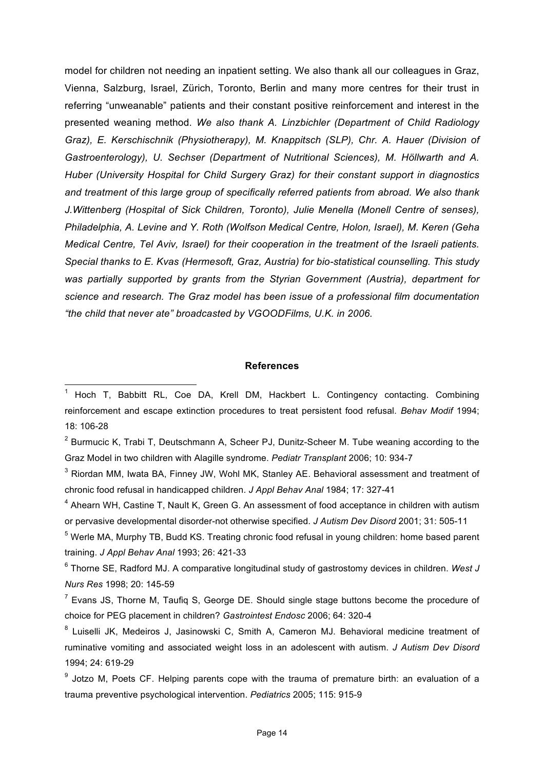model for children not needing an inpatient setting. We also thank all our colleagues in Graz, Vienna, Salzburg, Israel, Zürich, Toronto, Berlin and many more centres for their trust in referring "unweanable" patients and their constant positive reinforcement and interest in the presented weaning method. *We also thank A. Linzbichler (Department of Child Radiology Graz), E. Kerschischnik (Physiotherapy), M. Knappitsch (SLP), Chr. A. Hauer (Division of Gastroenterology), U. Sechser (Department of Nutritional Sciences), M. Höllwarth and A. Huber (University Hospital for Child Surgery Graz) for their constant support in diagnostics and treatment of this large group of specifically referred patients from abroad. We also thank J.Wittenberg (Hospital of Sick Children, Toronto), Julie Menella (Monell Centre of senses), Philadelphia, A. Levine and Y. Roth (Wolfson Medical Centre, Holon, Israel), M. Keren (Geha Medical Centre, Tel Aviv, Israel) for their cooperation in the treatment of the Israeli patients. Special thanks to E. Kvas (Hermesoft, Graz, Austria) for bio-statistical counselling. This study was partially supported by grants from the Styrian Government (Austria), department for science and research. The Graz model has been issue of a professional film documentation "the child that never ate" broadcasted by VGOODFilms, U.K. in 2006.*

**References**

[1] Hoch T, Babbitt RL, Coe DA, Krell DM, Hackbert L. Contingency contacting. Combining reinforcement and escape extinction procedures to treat persistent food refusal. *Behav Modif* 1994; 18: 106-28

[2] Burmucic K, Trabi T, Deutschmann A, Scheer PJ, Dunitz-Scheer M. Tube weaning according to the Graz Model in two children with Alagille syndrome. *Pediatr Transplant* 2006; 10: 934-7

[3] Riordan MM, Iwata BA, Finney JW, Wohl MK, Stanley AE. Behavioral assessment and treatment of chronic food refusal in handicapped children. *J Appl Behav Anal* 1984; 17: 327-41

[4] Ahearn WH, Castine T, Nault K, Green G. An assessment of food acceptance in children with autism or pervasive developmental disorder-not otherwise specified. *J Autism Dev Disord* 2001; 31: 505-11

[5] Werle MA, Murphy TB, Budd KS. Treating chronic food refusal in young children: home based parent training. *J Appl Behav Anal* 1993; 26: 421-33

[6] Thorne SE, Radford MJ. A comparative longitudinal study of gastrostomy devices in children. *West J Nurs Res* 1998; 20: 145-59

[7] Evans JS, Thorne M, Taufiq S, George DE. Should single stage buttons become the procedure of choice for PEG placement in children? *Gastrointest Endosc* 2006; 64: 320-4

[8] Luiselli JK, Medeiros J, Jasinowski C, Smith A, Cameron MJ. Behavioral medicine treatment of ruminative vomiting and associated weight loss in an adolescent with autism. *J Autism Dev Disord* 1994; 24: 619-29

[9] Jotzo M, Poets CF. Helping parents cope with the trauma of premature birth: an evaluation of a trauma preventive psychological intervention. *Pediatrics* 2005; 115: 915-9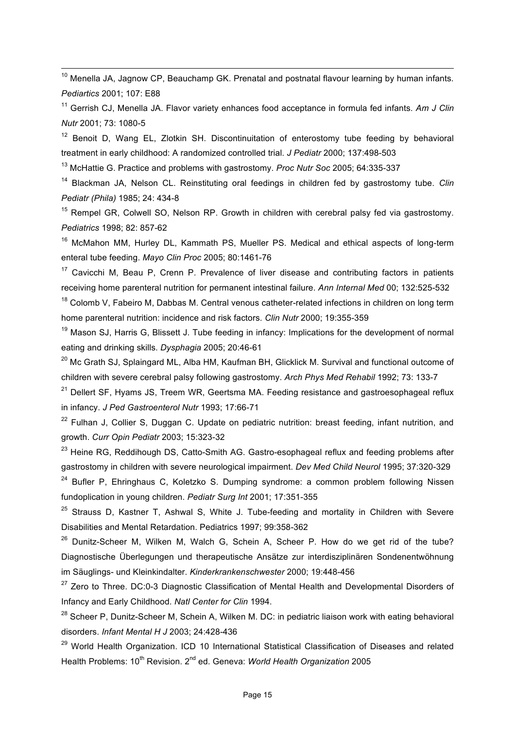[10] Menella JA, Jagnow CP, Beauchamp GK. Prenatal and postnatal flavour learning by human infants. *Pediartics* 2001; 107: E88

[11] Gerrish CJ, Menella JA. Flavor variety enhances food acceptance in formula fed infants. *Am J Clin Nutr* 2001; 73: 1080-5

[12] Benoit D, Wang EL, Zlotkin SH. Discontinuitation of enterostomy tube feeding by behavioral treatment in early childhood: A randomized controlled trial. *J Pediatr* 2000; 137:498-503

[13] McHattie G. Practice and problems with gastrostomy. *Proc Nutr Soc* 2005; 64:335-337

[14] Blackman JA, Nelson CL. Reinstituting oral feedings in children fed by gastrostomy tube. *Clin Pediatr (Phila)* 1985; 24: 434-8

[15] Rempel GR, Colwell SO, Nelson RP. Growth in children with cerebral palsy fed via gastrostomy. *Pediatrics* 1998; 82: 857-62

[16] McMahon MM, Hurley DL, Kammath PS, Mueller PS. Medical and ethical aspects of long-term enteral tube feeding. *Mayo Clin Proc* 2005; 80:1461-76

[17] Cavicchi M, Beau P, Crenn P. Prevalence of liver disease and contributing factors in patients receiving home parenteral nutrition for permanent intestinal failure. *Ann Internal Med* 00; 132:525-532

[18] Colomb V, Fabeiro M, Dabbas M. Central venous catheter-related infections in children on long term home parenteral nutrition: incidence and risk factors. *Clin Nutr* 2000; 19:355-359

[19] Mason SJ, Harris G, Blissett J. Tube feeding in infancy: Implications for the development of normal eating and drinking skills. *Dysphagia* 2005; 20:46-61

[20] Mc Grath SJ, Splaingard ML, Alba HM, Kaufman BH, Glicklick M. Survival and functional outcome of children with severe cerebral palsy following gastrostomy. *Arch Phys Med Rehabil* 1992; 73: 133-7

[21] Dellert SF, Hyams JS, Treem WR, Geertsma MA. Feeding resistance and gastroesophageal reflux in infancy. *J Ped Gastroenterol Nutr* 1993; 17:66-71

[22] Fulhan J, Collier S, Duggan C. Update on pediatric nutrition: breast feeding, infant nutrition, and growth. *Curr Opin Pediatr* 2003; 15:323-32

[23] Heine RG, Reddihough DS, Catto-Smith AG. Gastro-esophageal reflux and feeding problems after gastrostomy in children with severe neurological impairment. *Dev Med Child Neurol* 1995; 37:320-329

[24] Bufler P, Ehringhaus C, Koletzko S. Dumping syndrome: a common problem following Nissen fundoplication in young children. *Pediatr Surg Int* 2001; 17:351-355

[25] Strauss D, Kastner T, Ashwal S, White J. Tube-feeding and mortality in Children with Severe Disabilities and Mental Retardation. Pediatrics 1997; 99:358-362

[26] Dunitz-Scheer M, Wilken M, Walch G, Schein A, Scheer P. How do we get rid of the tube? Diagnostische Überlegungen und therapeutische Ansätze zur interdisziplinären Sondenentwöhnung im Säuglings- und Kleinkindalter. *Kinderkrankenschwester* 2000; 19:448-456

[27] Zero to Three. DC:0-3 Diagnostic Classification of Mental Health and Developmental Disorders of Infancy and Early Childhood. *Natl Center for Clin* 1994.

[28] Scheer P, Dunitz-Scheer M, Schein A, Wilken M. DC: in pediatric liaison work with eating behavioral disorders. *Infant Mental H J* 2003; 24:428-436

[29] World Health Organization. ICD 10 International Statistical Classification of Diseases and related Health Problems: 10th Revision. 2nd ed. Geneva: *World Health Organization* 2005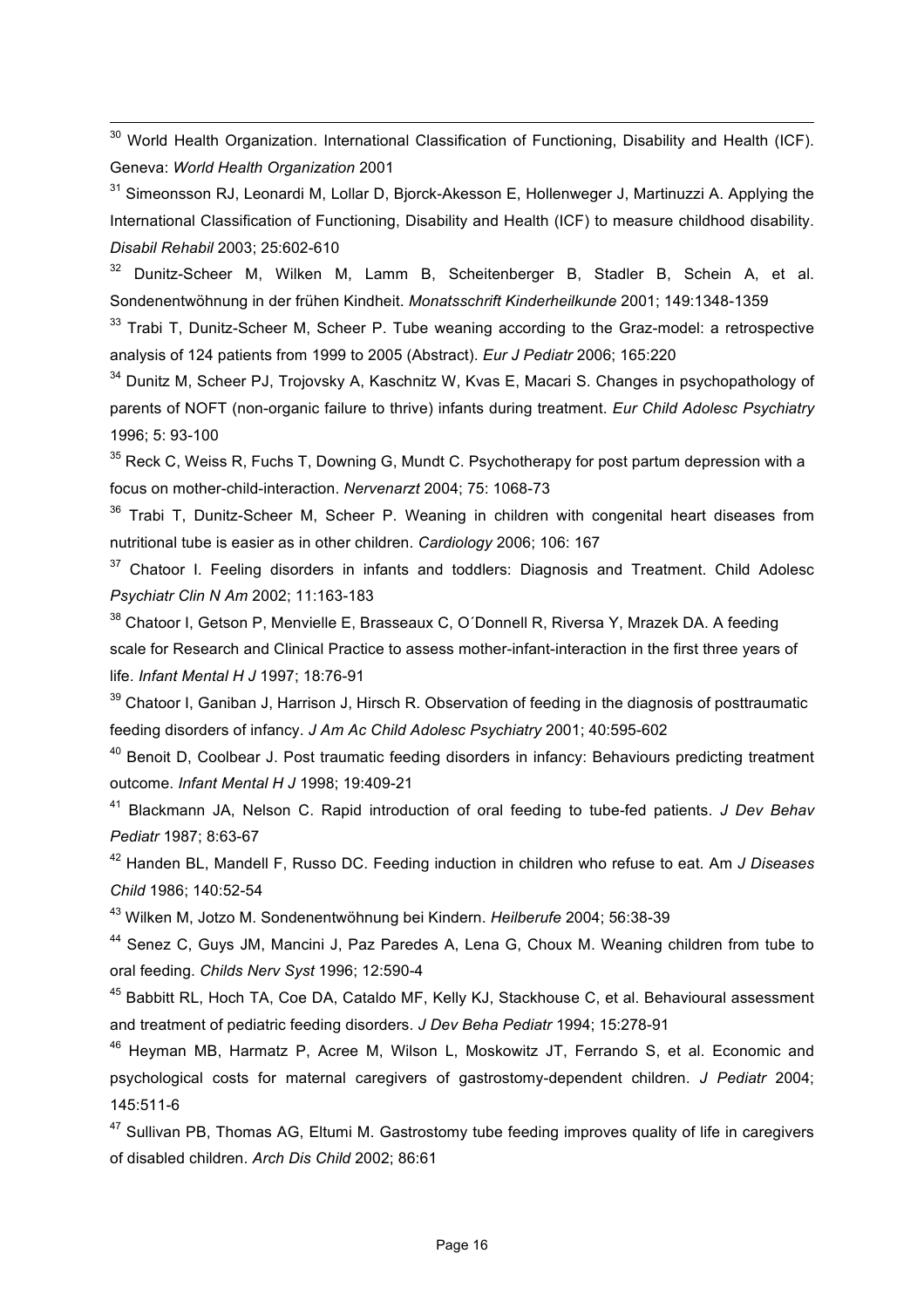[30] World Health Organization. International Classification of Functioning, Disability and Health (ICF). Geneva: *World Health Organization* 2001

[31] Simeonsson RJ, Leonardi M, Lollar D, Bjorck-Akesson E, Hollenweger J, Martinuzzi A. Applying the International Classification of Functioning, Disability and Health (ICF) to measure childhood disability. *Disabil Rehabil* 2003; 25:602-610

[32] Dunitz-Scheer M, Wilken M, Lamm B, Scheitenberger B, Stadler B, Schein A, et al. Sondenentwöhnung in der frühen Kindheit. *Monatsschrift Kinderheilkunde* 2001; 149:1348-1359

[33] Trabi T, Dunitz-Scheer M, Scheer P. Tube weaning according to the Graz-model: a retrospective analysis of 124 patients from 1999 to 2005 (Abstract). *Eur J Pediatr* 2006; 165:220

[34] Dunitz M, Scheer PJ, Trojovsky A, Kaschnitz W, Kvas E, Macari S. Changes in psychopathology of parents of NOFT (non-organic failure to thrive) infants during treatment. *Eur Child Adolesc Psychiatry* 1996; 5: 93-100

[35] Reck C, Weiss R, Fuchs T, Downing G, Mundt C. Psychotherapy for post partum depression with a focus on mother-child-interaction. *Nervenarzt* 2004; 75: 1068-73

[36] Trabi T, Dunitz-Scheer M, Scheer P. Weaning in children with congenital heart diseases from nutritional tube is easier as in other children. *Cardiology* 2006; 106: 167

[37] Chatoor I. Feeling disorders in infants and toddlers: Diagnosis and Treatment. Child Adolesc *Psychiatr Clin N Am* 2002; 11:163-183

[38] Chatoor I, Getson P, Menvielle E, Brasseaux C, O´Donnell R, Riversa Y, Mrazek DA. A feeding scale for Research and Clinical Practice to assess mother-infant-interaction in the first three years of life. *Infant Mental H J* 1997; 18:76-91

[39] Chatoor I, Ganiban J, Harrison J, Hirsch R. Observation of feeding in the diagnosis of posttraumatic feeding disorders of infancy. *J Am Ac Child Adolesc Psychiatry* 2001; 40:595-602

[40] Benoit D, Coolbear J. Post traumatic feeding disorders in infancy: Behaviours predicting treatment outcome. *Infant Mental H J* 1998; 19:409-21

[41] Blackmann JA, Nelson C. Rapid introduction of oral feeding to tube-fed patients. *J Dev Behav Pediatr* 1987; 8:63-67

[42] Handen BL, Mandell F, Russo DC. Feeding induction in children who refuse to eat. Am *J Diseases Child* 1986; 140:52-54

[43] Wilken M, Jotzo M. Sondenentwöhnung bei Kindern. *Heilberufe* 2004; 56:38-39

[44] Senez C, Guys JM, Mancini J, Paz Paredes A, Lena G, Choux M. Weaning children from tube to oral feeding. *Childs Nerv Syst* 1996; 12:590-4

[45] Babbitt RL, Hoch TA, Coe DA, Cataldo MF, Kelly KJ, Stackhouse C, et al. Behavioural assessment and treatment of pediatric feeding disorders. *J Dev Beha Pediatr* 1994; 15:278-91

[46] Heyman MB, Harmatz P, Acree M, Wilson L, Moskowitz JT, Ferrando S, et al. Economic and psychological costs for maternal caregivers of gastrostomy-dependent children. *J Pediatr* 2004; 145:511-6

[47] Sullivan PB, Thomas AG, Eltumi M. Gastrostomy tube feeding improves quality of life in caregivers of disabled children. *Arch Dis Child* 2002; 86:61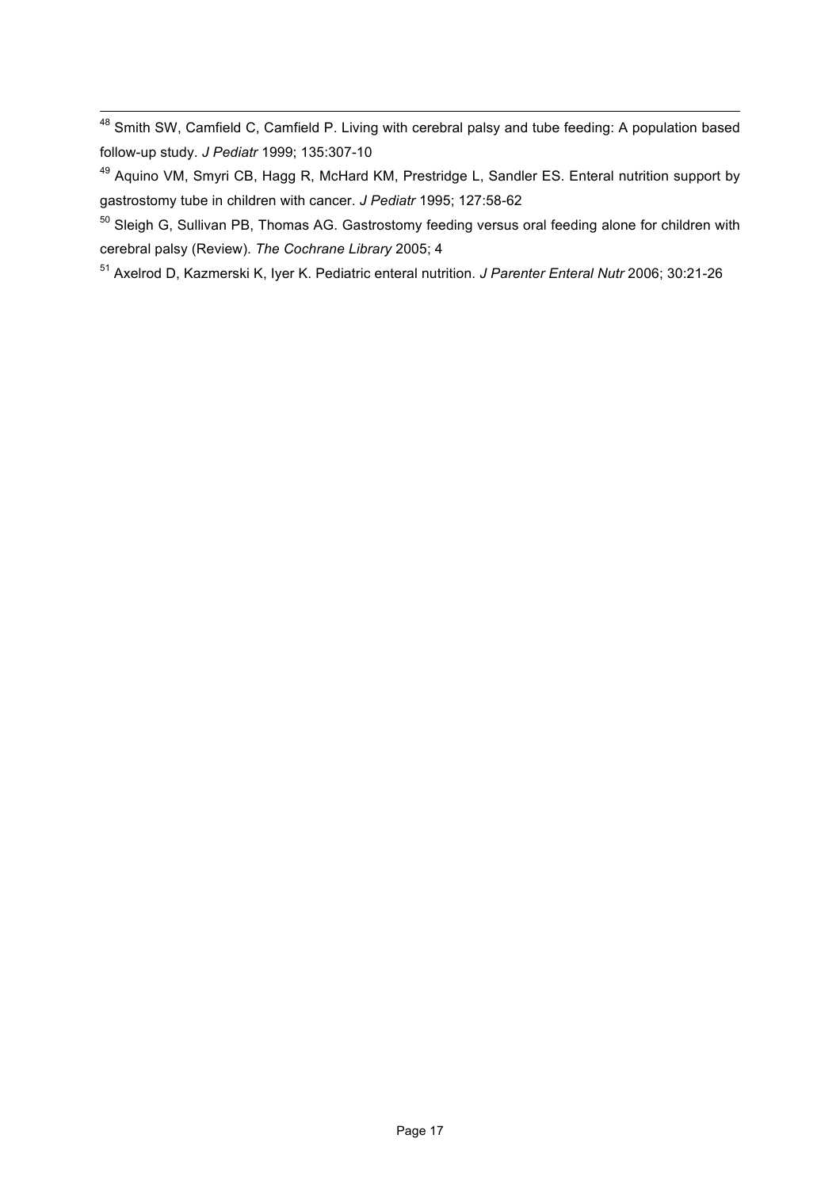[48] Smith SW, Camfield C, Camfield P. Living with cerebral palsy and tube feeding: A population based follow-up study. *J Pediatr* 1999; 135:307-10

[49] Aquino VM, Smyri CB, Hagg R, McHard KM, Prestridge L, Sandler ES. Enteral nutrition support by gastrostomy tube in children with cancer. *J Pediatr* 1995; 127:58-62

[50] Sleigh G, Sullivan PB, Thomas AG. Gastrostomy feeding versus oral feeding alone for children with cerebral palsy (Review). *The Cochrane Library* 2005; 4

[51] Axelrod D, Kazmerski K, Iyer K. Pediatric enteral nutrition. *J Parenter Enteral Nutr* 2006; 30:21-26